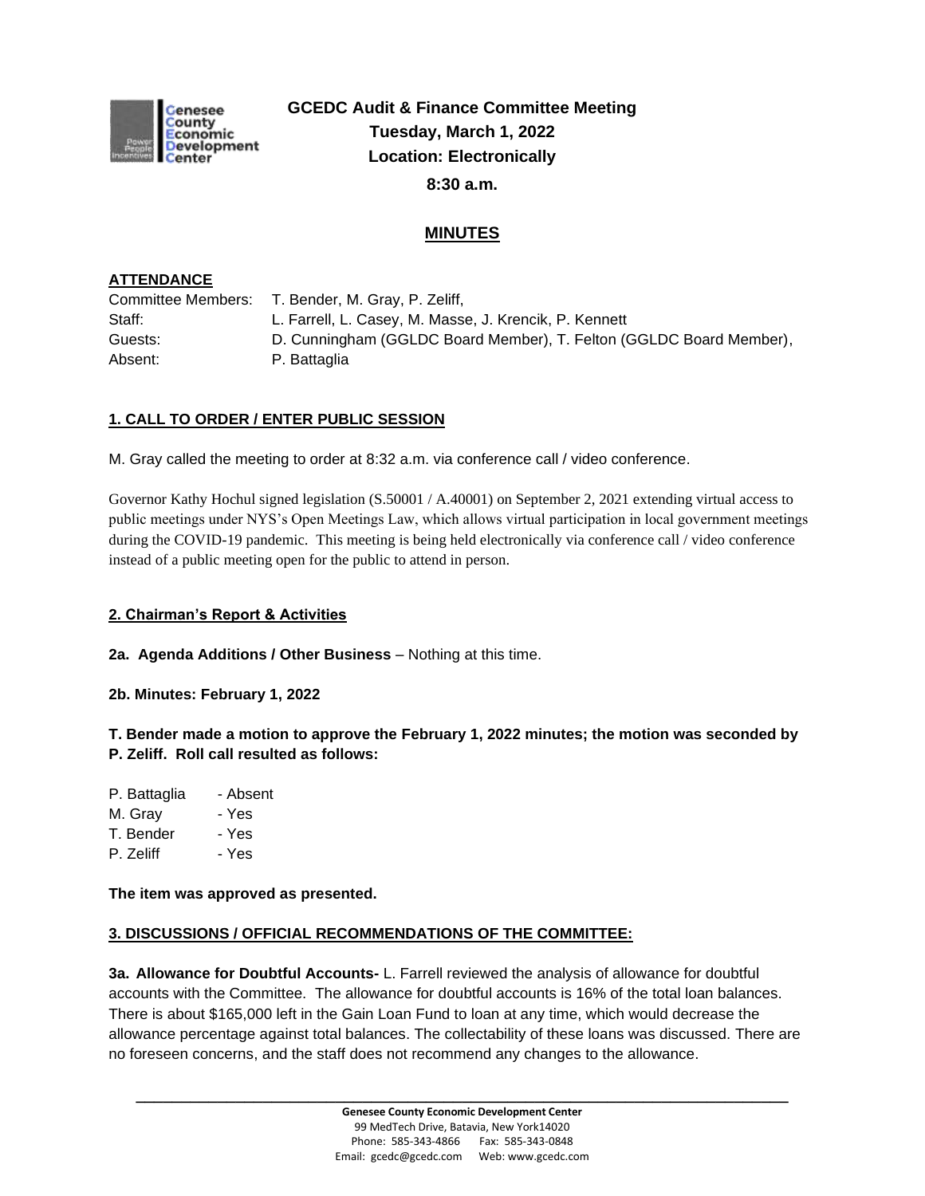# GCEDC Audit & Finance Committee Meeting
**Tuesday, March 1, 2022**
**Location: Electronically**
**8:30 a.m.**

## MINUTES

**ATTENDANCE**

Committee Members: T. Bender, M. Gray, P. Zeliff,
Staff: L. Farrell, L. Casey, M. Masse, J. Krencik, P. Kennett
Guests: D. Cunningham (GGLDC Board Member), T. Felton (GGLDC Board Member),
Absent: P. Battaglia

**1. CALL TO ORDER / ENTER PUBLIC SESSION**

M. Gray called the meeting to order at 8:32 a.m. via conference call / video conference.

Governor Kathy Hochul signed legislation (S.50001 / A.40001) on September 2, 2021 extending virtual access to public meetings under NYS's Open Meetings Law, which allows virtual participation in local government meetings during the COVID-19 pandemic. This meeting is being held electronically via conference call / video conference instead of a public meeting open for the public to attend in person.

**2. Chairman's Report & Activities**

**2a. Agenda Additions / Other Business** – Nothing at this time.

**2b. Minutes: February 1, 2022**

**T. Bender made a motion to approve the February 1, 2022 minutes; the motion was seconded by P. Zeliff. Roll call resulted as follows:**

P. Battaglia - Absent
M. Gray - Yes
T. Bender - Yes
P. Zeliff - Yes

**The item was approved as presented.**

**3. DISCUSSIONS / OFFICIAL RECOMMENDATIONS OF THE COMMITTEE:**

**3a. Allowance for Doubtful Accounts-** L. Farrell reviewed the analysis of allowance for doubtful accounts with the Committee. The allowance for doubtful accounts is 16% of the total loan balances. There is about $165,000 left in the Gain Loan Fund to loan at any time, which would decrease the allowance percentage against total balances. The collectability of these loans was discussed. There are no foreseen concerns, and the staff does not recommend any changes to the allowance.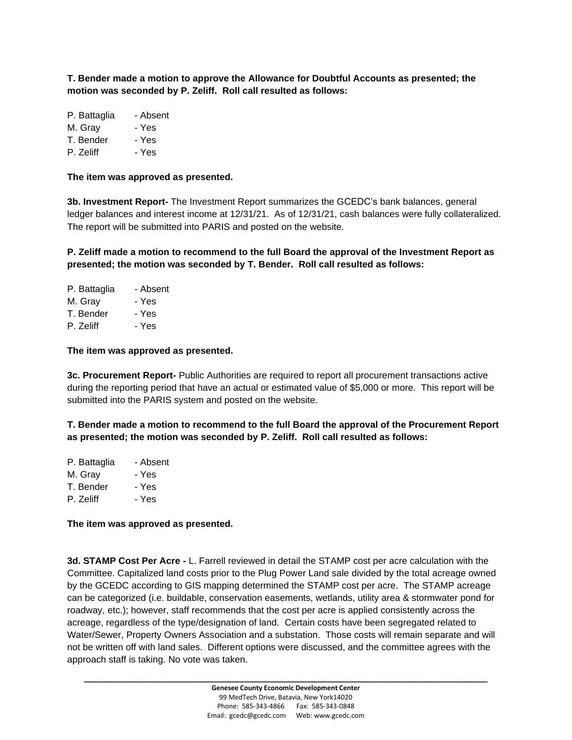**T. Bender made a motion to approve the Allowance for Doubtful Accounts as presented; the motion was seconded by P. Zeliff. Roll call resulted as follows:**

P. Battaglia - Absent
M. Gray - Yes
T. Bender - Yes
P. Zeliff - Yes

**The item was approved as presented.**

**3b. Investment Report-** The Investment Report summarizes the GCEDC's bank balances, general ledger balances and interest income at 12/31/21. As of 12/31/21, cash balances were fully collateralized. The report will be submitted into PARIS and posted on the website.

**P. Zeliff made a motion to recommend to the full Board the approval of the Investment Report as presented; the motion was seconded by T. Bender. Roll call resulted as follows:**

P. Battaglia - Absent
M. Gray - Yes
T. Bender - Yes
P. Zeliff - Yes

**The item was approved as presented.**

**3c. Procurement Report-** Public Authorities are required to report all procurement transactions active during the reporting period that have an actual or estimated value of $5,000 or more. This report will be submitted into the PARIS system and posted on the website.

**T. Bender made a motion to recommend to the full Board the approval of the Procurement Report as presented; the motion was seconded by P. Zeliff. Roll call resulted as follows:**

P. Battaglia - Absent
M. Gray - Yes
T. Bender - Yes
P. Zeliff - Yes

**The item was approved as presented.**

**3d. STAMP Cost Per Acre -** L. Farrell reviewed in detail the STAMP cost per acre calculation with the Committee. Capitalized land costs prior to the Plug Power Land sale divided by the total acreage owned by the GCEDC according to GIS mapping determined the STAMP cost per acre. The STAMP acreage can be categorized (i.e. buildable, conservation easements, wetlands, utility area & stormwater pond for roadway, etc.); however, staff recommends that the cost per acre is applied consistently across the acreage, regardless of the type/designation of land. Certain costs have been segregated related to Water/Sewer, Property Owners Association and a substation. Those costs will remain separate and will not be written off with land sales. Different options were discussed, and the committee agrees with the approach staff is taking. No vote was taken.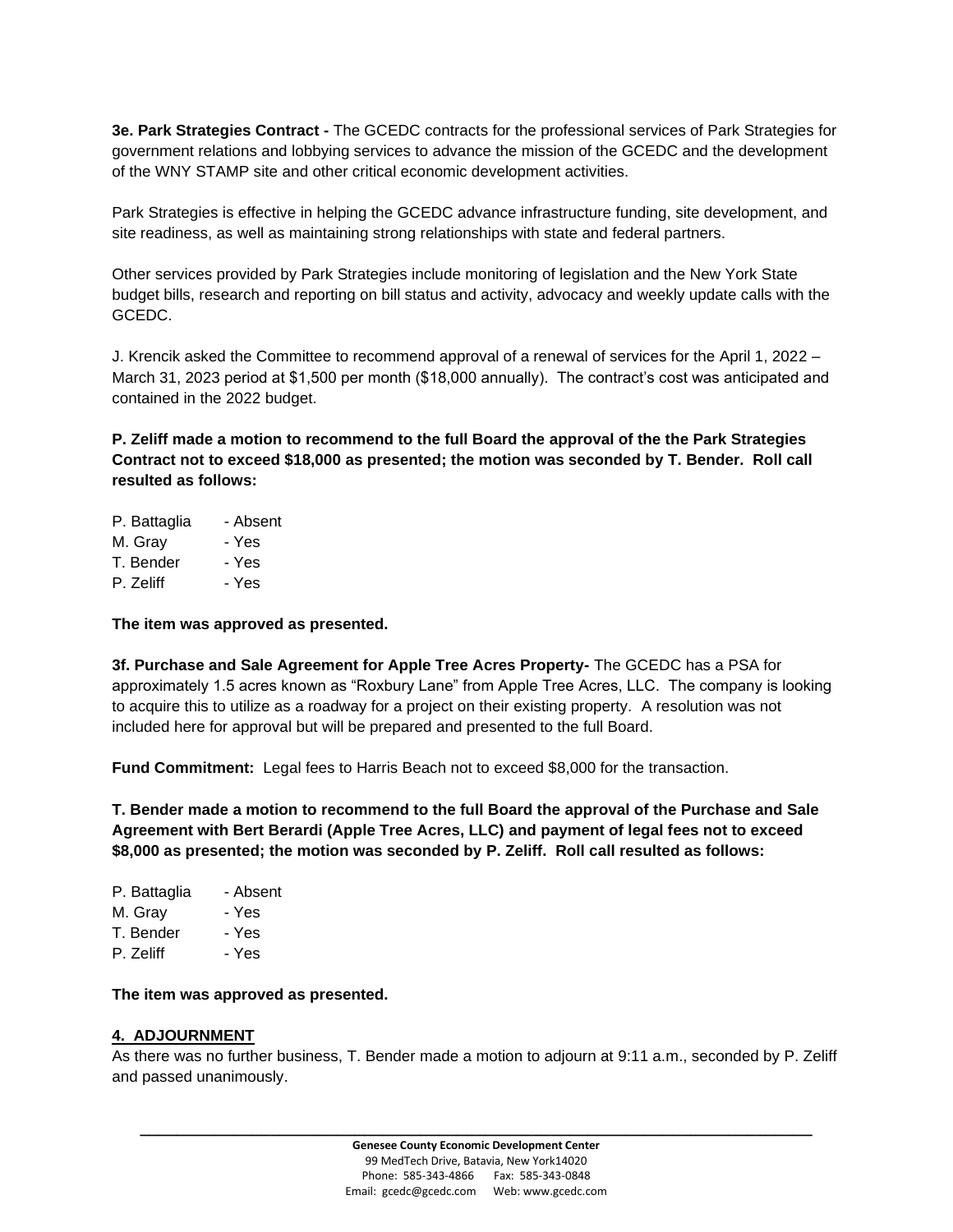**3e. Park Strategies Contract -** The GCEDC contracts for the professional services of Park Strategies for government relations and lobbying services to advance the mission of the GCEDC and the development of the WNY STAMP site and other critical economic development activities.

Park Strategies is effective in helping the GCEDC advance infrastructure funding, site development, and site readiness, as well as maintaining strong relationships with state and federal partners.

Other services provided by Park Strategies include monitoring of legislation and the New York State budget bills, research and reporting on bill status and activity, advocacy and weekly update calls with the GCEDC.

J. Krencik asked the Committee to recommend approval of a renewal of services for the April 1, 2022 – March 31, 2023 period at $1,500 per month ($18,000 annually). The contract's cost was anticipated and contained in the 2022 budget.

**P. Zeliff made a motion to recommend to the full Board the approval of the the Park Strategies Contract not to exceed $18,000 as presented; the motion was seconded by T. Bender. Roll call resulted as follows:**

P. Battaglia - Absent
M. Gray - Yes
T. Bender - Yes
P. Zeliff - Yes

**The item was approved as presented.**

**3f. Purchase and Sale Agreement for Apple Tree Acres Property-** The GCEDC has a PSA for approximately 1.5 acres known as "Roxbury Lane" from Apple Tree Acres, LLC. The company is looking to acquire this to utilize as a roadway for a project on their existing property. A resolution was not included here for approval but will be prepared and presented to the full Board.

**Fund Commitment:** Legal fees to Harris Beach not to exceed $8,000 for the transaction.

**T. Bender made a motion to recommend to the full Board the approval of the Purchase and Sale Agreement with Bert Berardi (Apple Tree Acres, LLC) and payment of legal fees not to exceed $8,000 as presented; the motion was seconded by P. Zeliff. Roll call resulted as follows:**

P. Battaglia - Absent
M. Gray - Yes
T. Bender - Yes
P. Zeliff - Yes

**The item was approved as presented.**

## 4. ADJOURNMENT

As there was no further business, T. Bender made a motion to adjourn at 9:11 a.m., seconded by P. Zeliff and passed unanimously.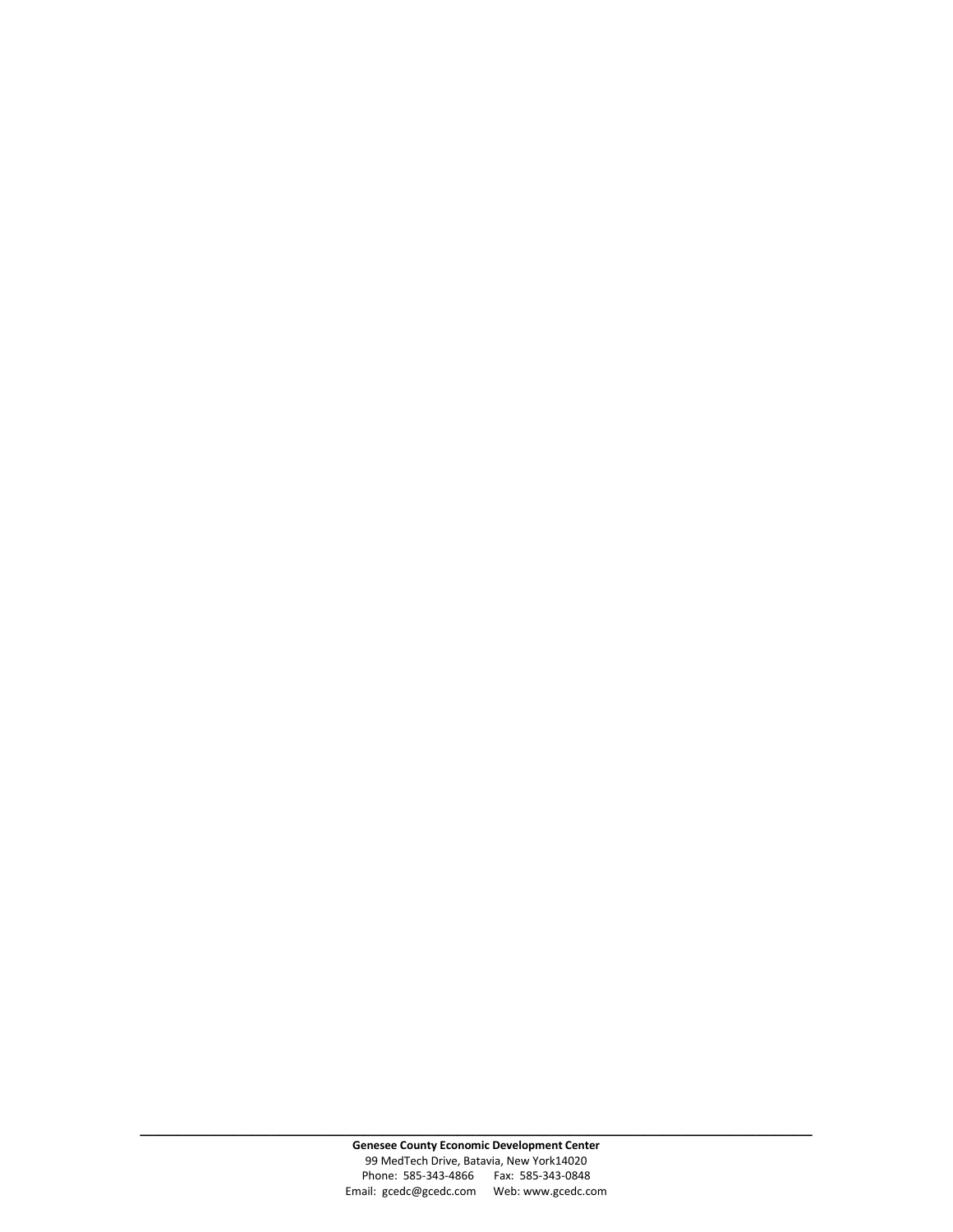**Genesee County Economic Development Center**
99 MedTech Drive, Batavia, New York14020
Phone: 585-343-4866  Fax: 585-343-0848
Email: gcedc@gcedc.com  Web: www.gcedc.com